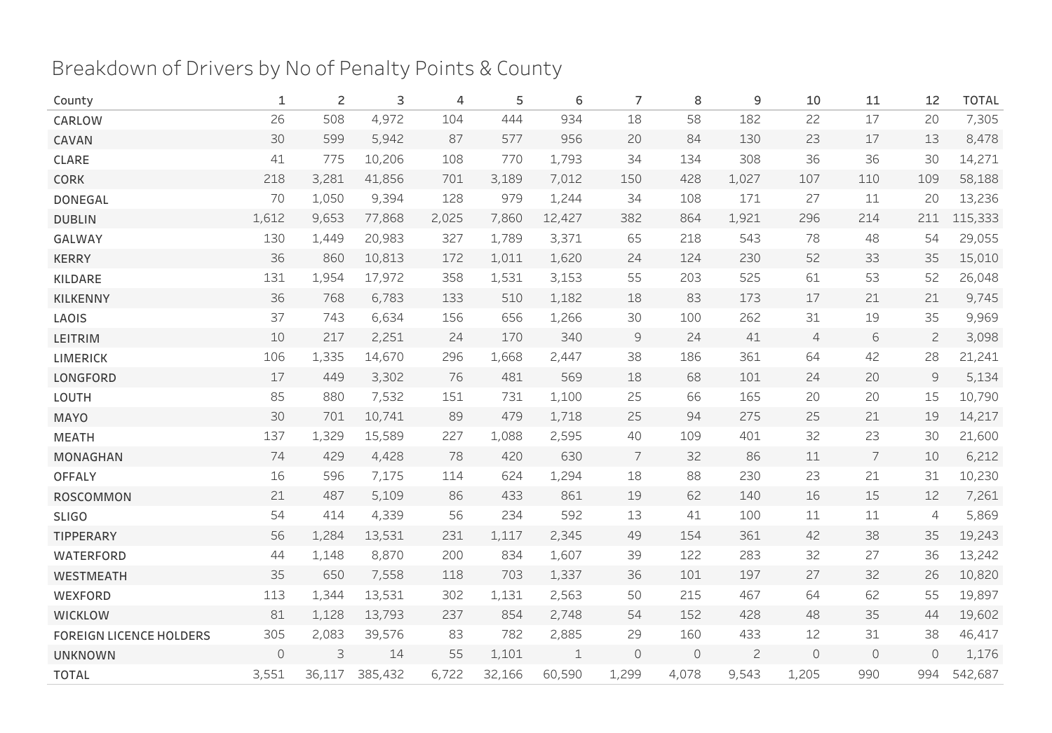# Breakdown of Drivers by No of Penalty Points & County

| County | 1 | 2 | 3 | 4 | 5 | 6 | 7 | 8 | 9 | 10 | 11 | 12 | TOTAL |
|---|---|---|---|---|---|---|---|---|---|---|---|---|---|
| CARLOW | 26 | 508 | 4,972 | 104 | 444 | 934 | 18 | 58 | 182 | 22 | 17 | 20 | 7,305 |
| CAVAN | 30 | 599 | 5,942 | 87 | 577 | 956 | 20 | 84 | 130 | 23 | 17 | 13 | 8,478 |
| CLARE | 41 | 775 | 10,206 | 108 | 770 | 1,793 | 34 | 134 | 308 | 36 | 36 | 30 | 14,271 |
| CORK | 218 | 3,281 | 41,856 | 701 | 3,189 | 7,012 | 150 | 428 | 1,027 | 107 | 110 | 109 | 58,188 |
| DONEGAL | 70 | 1,050 | 9,394 | 128 | 979 | 1,244 | 34 | 108 | 171 | 27 | 11 | 20 | 13,236 |
| DUBLIN | 1,612 | 9,653 | 77,868 | 2,025 | 7,860 | 12,427 | 382 | 864 | 1,921 | 296 | 214 | 211 | 115,333 |
| GALWAY | 130 | 1,449 | 20,983 | 327 | 1,789 | 3,371 | 65 | 218 | 543 | 78 | 48 | 54 | 29,055 |
| KERRY | 36 | 860 | 10,813 | 172 | 1,011 | 1,620 | 24 | 124 | 230 | 52 | 33 | 35 | 15,010 |
| KILDARE | 131 | 1,954 | 17,972 | 358 | 1,531 | 3,153 | 55 | 203 | 525 | 61 | 53 | 52 | 26,048 |
| KILKENNY | 36 | 768 | 6,783 | 133 | 510 | 1,182 | 18 | 83 | 173 | 17 | 21 | 21 | 9,745 |
| LAOIS | 37 | 743 | 6,634 | 156 | 656 | 1,266 | 30 | 100 | 262 | 31 | 19 | 35 | 9,969 |
| LEITRIM | 10 | 217 | 2,251 | 24 | 170 | 340 | 9 | 24 | 41 | 4 | 6 | 2 | 3,098 |
| LIMERICK | 106 | 1,335 | 14,670 | 296 | 1,668 | 2,447 | 38 | 186 | 361 | 64 | 42 | 28 | 21,241 |
| LONGFORD | 17 | 449 | 3,302 | 76 | 481 | 569 | 18 | 68 | 101 | 24 | 20 | 9 | 5,134 |
| LOUTH | 85 | 880 | 7,532 | 151 | 731 | 1,100 | 25 | 66 | 165 | 20 | 20 | 15 | 10,790 |
| MAYO | 30 | 701 | 10,741 | 89 | 479 | 1,718 | 25 | 94 | 275 | 25 | 21 | 19 | 14,217 |
| MEATH | 137 | 1,329 | 15,589 | 227 | 1,088 | 2,595 | 40 | 109 | 401 | 32 | 23 | 30 | 21,600 |
| MONAGHAN | 74 | 429 | 4,428 | 78 | 420 | 630 | 7 | 32 | 86 | 11 | 7 | 10 | 6,212 |
| OFFALY | 16 | 596 | 7,175 | 114 | 624 | 1,294 | 18 | 88 | 230 | 23 | 21 | 31 | 10,230 |
| ROSCOMMON | 21 | 487 | 5,109 | 86 | 433 | 861 | 19 | 62 | 140 | 16 | 15 | 12 | 7,261 |
| SLIGO | 54 | 414 | 4,339 | 56 | 234 | 592 | 13 | 41 | 100 | 11 | 11 | 4 | 5,869 |
| TIPPERARY | 56 | 1,284 | 13,531 | 231 | 1,117 | 2,345 | 49 | 154 | 361 | 42 | 38 | 35 | 19,243 |
| WATERFORD | 44 | 1,148 | 8,870 | 200 | 834 | 1,607 | 39 | 122 | 283 | 32 | 27 | 36 | 13,242 |
| WESTMEATH | 35 | 650 | 7,558 | 118 | 703 | 1,337 | 36 | 101 | 197 | 27 | 32 | 26 | 10,820 |
| WEXFORD | 113 | 1,344 | 13,531 | 302 | 1,131 | 2,563 | 50 | 215 | 467 | 64 | 62 | 55 | 19,897 |
| WICKLOW | 81 | 1,128 | 13,793 | 237 | 854 | 2,748 | 54 | 152 | 428 | 48 | 35 | 44 | 19,602 |
| FOREIGN LICENCE HOLDERS | 305 | 2,083 | 39,576 | 83 | 782 | 2,885 | 29 | 160 | 433 | 12 | 31 | 38 | 46,417 |
| UNKNOWN | 0 | 3 | 14 | 55 | 1,101 | 1 | 0 | 0 | 2 | 0 | 0 | 0 | 1,176 |
| TOTAL | 3,551 | 36,117 | 385,432 | 6,722 | 32,166 | 60,590 | 1,299 | 4,078 | 9,543 | 1,205 | 990 | 994 | 542,687 |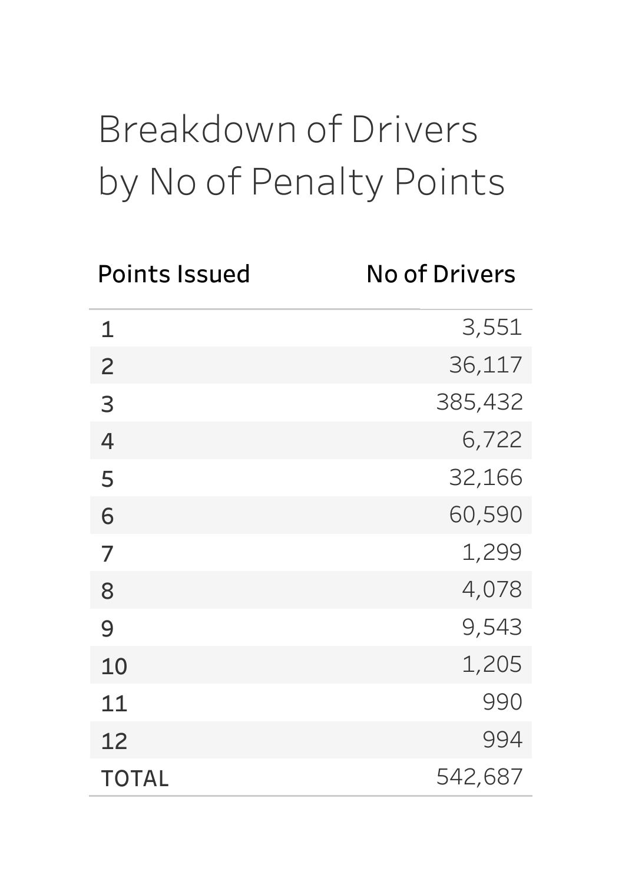# Breakdown of Drivers by No of Penalty Points

| Points Issued | No of Drivers |
|---|---|
| 1 | 3,551 |
| 2 | 36,117 |
| 3 | 385,432 |
| 4 | 6,722 |
| 5 | 32,166 |
| 6 | 60,590 |
| 7 | 1,299 |
| 8 | 4,078 |
| 9 | 9,543 |
| 10 | 1,205 |
| 11 | 990 |
| 12 | 994 |
| TOTAL | 542,687 |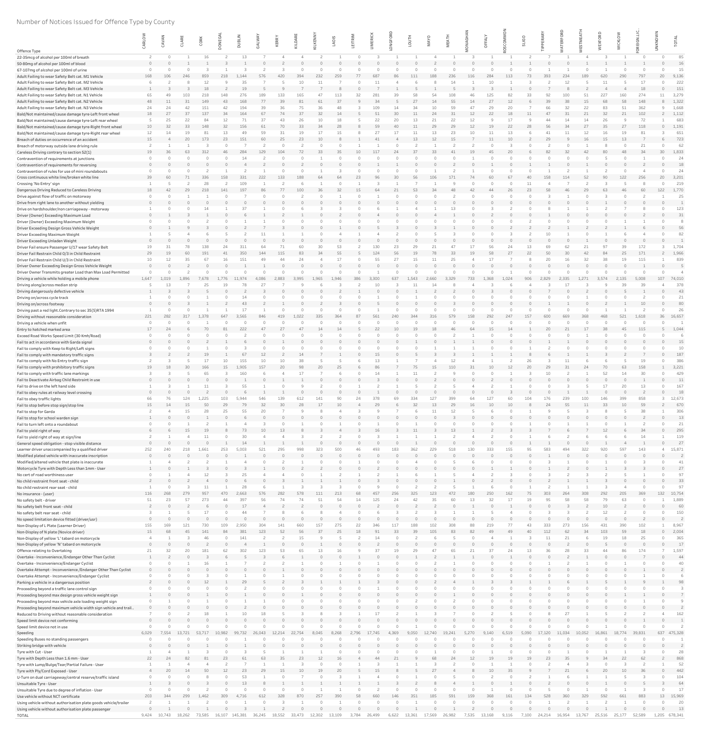Number of Notices Issued for Offence Type by County

| Offence Type | CARLOW | CAVAN | CLARE | CORK | DONEGAL | DUBLIN | GALWAY | KERRY | KILDARE | KILKENNY | LAOIS | LEITRIM | LIMERICK | LONGFORD | LOUTH | MAYO | MEATH | MONAGHAN | OFFALY | ROSCOMMON | SLIGO | TIPPERARY | WATERFORD | WESTMEATH | WEXFORD | WICKLOW | FOREIGN LIC.. | UNKNOWN | TOTAL |
|---|---|---|---|---|---|---|---|---|---|---|---|---|---|---|---|---|---|---|---|---|---|---|---|---|---|---|---|---|---|
| 22-35mcg of alcohol per 100ml of breath | 2 | 0 | 1 | 16 | 2 | 13 | 7 | 4 | 4 | 2 | 1 | 0 | 3 | 1 | 1 | 4 | 1 | 3 | 1 | 1 | 2 | 7 | 1 | 4 | 3 | 1 | 0 | 0 | 85 |
| 50-80mg of alcohol per 100ml of blood | 0 | 0 | 1 | 1 | 3 | 1 | 0 | 2 | 0 | 0 | 0 | 0 | 0 | 0 | 0 | 2 | 0 | 0 | 0 | 1 | 1 | 0 | 0 | 1 | 1 | 1 | 1 | 0 | 16 |
| 67-107mg of alcohol per 100ml of urine | 0 | 0 | 0 | 3 | 1 | 3 | 2 | 3 | 0 | 0 | 0 | 0 | 0 | 0 | 0 | 0 | 0 | 0 | 0 | 0 | 0 | 1 | 1 | 0 | 1 | 0 | 0 | 0 | 15 |
| Adult Failing to wear Safety Belt cat. M1 Vehicle | 168 | 106 | 246 | 859 | 218 | 1,144 | 576 | 420 | 394 | 232 | 259 | 77 | 687 | 86 | 111 | 188 | 236 | 116 | 284 | 113 | 73 | 393 | 234 | 189 | 620 | 290 | 797 | 20 | 9,136 |
| Adult Failing to wear Safety Belt cat. M2 Vehicle | 6 | 2 | 8 | 12 | 9 | 35 | 7 | 5 | 10 | 11 | 7 | 0 | 11 | 4 | 6 | 8 | 14 | 1 | 10 | 1 | 3 | 2 | 12 | 5 | 11 | 5 | 17 | 0 | 222 |
| Adult Failing to wear Safety Belt cat. M3 Vehicle | 1 | 3 | 3 | 18 | 2 | 19 | 5 | 9 | 7 | 7 | 8 | 0 | 7 | 1 | 5 | 1 | 5 | 3 | 3 | 1 | 0 | 7 | 8 | 2 | 4 | 4 | 18 | 0 | 151 |
| Adult Failing to wear Safety Belt cat. N1 Vehicle | 65 | 49 | 103 | 218 | 148 | 276 | 189 | 133 | 165 | 47 | 113 | 32 | 281 | 39 | 58 | 54 | 108 | 46 | 125 | 82 | 33 | 92 | 100 | 51 | 227 | 160 | 274 | 11 | 3,279 |
| Adult Failing to wear Safety Belt cat. N2 Vehicle | 48 | 11 | 31 | 149 | 43 | 168 | 77 | 39 | 81 | 61 | 37 | 9 | 34 | 5 | 27 | 14 | 55 | 14 | 27 | 12 | 6 | 39 | 38 | 15 | 68 | 58 | 148 | 8 | 1,322 |
| Adult Failing to wear Safety Belt cat. N3 Vehicle | 24 | 24 | 42 | 151 | 42 | 194 | 39 | 36 | 75 | 36 | 48 | 3 | 109 | 14 | 34 | 10 | 59 | 47 | 29 | 20 | 7 | 66 | 32 | 22 | 83 | 51 | 362 | 9 | 1,668 |
| Bald/Not maintained/cause damage tyre-Left front wheel | 18 | 27 | 37 | 137 | 34 | 164 | 67 | 74 | 37 | 32 | 14 | 5 | 51 | 30 | 11 | 24 | 31 | 12 | 22 | 18 | 11 | 47 | 31 | 21 | 32 | 21 | 102 | 2 | 1,112 |
| Bald/Not maintained/cause damage tyre-Left rear wheel | 5 | 25 | 22 | 84 | 12 | 71 | 37 | 43 | 26 | 10 | 18 | 5 | 22 | 20 | 13 | 21 | 22 | 12 | 9 | 17 | 9 | 44 | 14 | 14 | 26 | 9 | 72 | 1 | 683 |
| Bald/Not maintained/cause damage tyre-Right front wheel | 10 | 32 | 33 | 148 | 32 | 156 | 61 | 70 | 33 | 34 | 28 | 8 | 59 | 40 | 11 | 29 | 29 | 12 | 19 | 22 | 28 | 56 | 34 | 27 | 35 | 27 | 118 | 0 | 1,191 |
| Bald/Not maintained/cause damage tyre-Right rear wheel | 12 | 14 | 19 | 81 | 13 | 49 | 59 | 31 | 19 | 17 | 15 | 8 | 27 | 17 | 11 | 13 | 23 | 10 | 11 | 13 | 6 | 41 | 11 | 12 | 16 | 19 | 81 | 3 | 651 |
| Breach of duties on occurrence of an accident | 15 | 4 | 20 | 173 | 23 | 151 | 60 | 25 | 23 | 10 | 8 | 1 | 41 | 4 | 13 | 12 | 15 | 7 | 11 | 10 | 2 | 29 | 9 | 16 | 15 | 13 | 7 | 6 | 723 |
| Breach of motorway outside lane driving rule | 2 | 1 | 1 | 3 | 0 | 7 | 2 | 0 | 2 | 0 | 0 | 1 | 1 | 0 | 2 | 1 | 2 | 2 | 0 | 3 | 0 | 2 | 0 | 1 | 8 | 0 | 21 | 0 | 62 |
| Careless Driving contrary to section 52(1) | 19 | 36 | 63 | 312 | 46 | 284 | 129 | 104 | 72 | 33 | 35 | 10 | 117 | 24 | 37 | 33 | 41 | 19 | 45 | 20 | 6 | 82 | 32 | 42 | 80 | 48 | 34 | 30 | 1,833 |
| Contravention of requirements at junctions | 0 | 0 | 0 | 0 | 0 | 14 | 2 | 0 | 0 | 1 | 0 | 0 | 0 | 0 | 0 | 0 | 0 | 1 | 0 | 0 | 0 | 0 | 0 | 0 | 5 | 0 | 1 | 0 | 24 |
| Contravention of requirements for reversing | 0 | 0 | 0 | 0 | 0 | 4 | 2 | 0 | 2 | 0 | 0 | 0 | 1 | 1 | 0 | 0 | 2 | 0 | 1 | 0 | 1 | 1 | 0 | 1 | 0 | 0 | 2 | 0 | 18 |
| Contravention of rules for use of mini roundabouts | 0 | 0 | 0 | 2 | 1 | 2 | 1 | 0 | 0 | 1 | 3 | 0 | 0 | 0 | 0 | 1 | 2 | 1 | 0 | 0 | 0 | 1 | 2 | 1 | 2 | 0 | 4 | 0 | 24 |
| Cross continuous white line/broken white line | 39 | 60 | 71 | 336 | 158 | 331 | 222 | 133 | 188 | 64 | 64 | 23 | 96 | 30 | 56 | 106 | 171 | 74 | 60 | 67 | 40 | 158 | 114 | 52 | 90 | 122 | 256 | 20 | 3,201 |
| Crossing 'No Entry' sign | 1 | 5 | 2 | 28 | 2 | 109 | 1 | 2 | 6 | 1 | 0 | 1 | 3 | 1 | 7 | 1 | 9 | 0 | 0 | 0 | 11 | 4 | 7 | 2 | 3 | 5 | 8 | 0 | 219 |
| Dangerous Driving Reduced to Careless Driving | 18 | 42 | 29 | 218 | 141 | 197 | 86 | 77 | 100 | 36 | 32 | 15 | 64 | 21 | 53 | 34 | 48 | 42 | 44 | 26 | 23 | 58 | 46 | 29 | 63 | 46 | 60 | 122 | 1,770 |
| Drive against flow of traffic on motorway | 0 | 0 | 1 | 1 | 0 | 7 | 0 | 0 | 2 | 0 | 1 | 0 | 1 | 0 | 0 | 0 | 2 | 0 | 0 | 0 | 0 | 3 | 1 | 0 | 3 | 0 | 2 | 1 | 25 |
| Drive from right lane to another without yielding | 0 | 0 | 0 | 0 | 0 | 0 | 0 | 0 | 0 | 0 | 0 | 0 | 0 | 0 | 0 | 0 | 0 | 0 | 0 | 0 | 0 | 0 | 0 | 0 | 1 | 0 | 0 | 0 | 1 |
| Drive on hardshoulder/non carriageway - motorway | 1 | 0 | 0 | 14 | 1 | 37 | 1 | 0 | 6 | 3 | 3 | 0 | 6 | 1 | 4 | 1 | 13 | 0 | 3 | 2 | 0 | 8 | 1 | 1 | 2 | 7 | 8 | 0 | 123 |
| Driver (Owner) Exceeding Maximum Load | 0 | 1 | 3 | 1 | 0 | 6 | 1 | 2 | 1 | 0 | 2 | 0 | 4 | 0 | 0 | 4 | 1 | 0 | 2 | 0 | 0 | 1 | 0 | 0 | 0 | 0 | 2 | 0 | 31 |
| Driver (Owner) Exceeding Maximum Weight | 0 | 0 | 0 | 2 | 0 | 1 | 1 | 0 | 0 | 0 | 0 | 0 | 0 | 0 | 0 | 0 | 0 | 0 | 0 | 0 | 0 | 0 | 0 | 0 | 1 | 1 | 1 | 0 | 8 |
| Driver Exceeding Design Gross Vehicle Weight | 0 | 1 | 9 | 3 | 0 | 2 | 7 | 3 | 0 | 0 | 1 | 0 | 5 | 3 | 0 | 3 | 1 | 0 | 0 | 2 | 2 | 2 | 1 | 2 | 2 | 1 | 6 | 0 | 56 |
| Driver Exceeding Maximum Weight | 1 | 5 | 4 | 6 | 5 | 2 | 11 | 1 | 1 | 0 | 4 | 1 | 4 | 2 | 0 | 5 | 3 | 0 | 0 | 3 | 2 | 10 | 1 | 0 | 1 | 6 | 4 | 0 | 82 |
| Driver Exceeding Unladen Weight | 0 | 0 | 0 | 0 | 0 | 0 | 0 | 0 | 0 | 0 | 0 | 0 | 0 | 0 | 0 | 0 | 0 | 0 | 0 | 0 | 0 | 0 | 0 | 1 | 0 | 0 | 0 | 0 | 1 |
| Driver Fail ensure Passenger U/17 wear Safety Belt | 19 | 31 | 78 | 138 | 24 | 311 | 64 | 71 | 60 | 30 | 53 | 2 | 130 | 23 | 29 | 21 | 47 | 17 | 56 | 24 | 13 | 69 | 62 | 21 | 97 | 39 | 172 | 3 | 1,704 |
| Driver Fail Restrain Child 0/3 in Child Restraint | 29 | 19 | 60 | 191 | 41 | 350 | 144 | 115 | 83 | 34 | 55 | 5 | 124 | 56 | 19 | 78 | 33 | 19 | 58 | 27 | 22 | 50 | 30 | 42 | 84 | 25 | 171 | 2 | 1,966 |
| Driver Fail Restrain Child U/3 in Child Restraint | 10 | 12 | 35 | 67 | 16 | 151 | 49 | 44 | 24 | 4 | 17 | 0 | 55 | 27 | 15 | 11 | 25 | 4 | 17 | 7 | 8 | 20 | 16 | 32 | 38 | 19 | 115 | 1 | 839 |
| Driver Owner Exceeding Design Gross Vehicle Weight | 0 | 0 | 2 | 0 | 0 | 1 | 1 | 0 | 0 | 0 | 0 | 0 | 0 | 0 | 0 | 0 | 0 | 0 | 0 | 0 | 0 | 0 | 0 | 0 | 0 | 0 | 1 | 0 | 5 |
| Driver Owner Transmits greater Load than Max Load Permitted | 0 | 0 | 2 | 0 | 0 | 0 | 0 | 0 | 0 | 0 | 0 | 0 | 1 | 0 | 0 | 0 | 0 | 0 | 0 | 1 | 0 | 0 | 0 | 0 | 0 | 0 | 0 | 0 | 4 |
| Driving a vehicle while holding a mobile phone | 1,647 | 1,019 | 1,896 | 7,678 | 1,776 | 11,974 | 4,086 | 2,883 | 3,995 | 1,965 | 1,946 | 386 | 3,300 | 637 | 1,543 | 2,660 | 3,329 | 733 | 1,368 | 1,024 | 906 | 2,829 | 2,335 | 1,271 | 3,574 | 2,135 | 5,008 | 107 | 74,010 |
| Driving along/across median strip | 5 | 13 | 7 | 25 | 19 | 78 | 27 | 7 | 9 | 6 | 3 | 2 | 10 | 3 | 11 | 14 | 8 | 4 | 3 | 6 | 4 | 3 | 17 | 3 | 9 | 39 | 39 | 4 | 378 |
| Driving dangerously defective vehicle | 1 | 3 | 3 | 5 | 0 | 2 | 3 | 0 | 0 | 0 | 2 | 1 | 0 | 0 | 0 | 1 | 2 | 2 | 0 | 3 | 0 | 7 | 0 | 2 | 0 | 5 | 1 | 0 | 43 |
| Driving on/across cycle track | 1 | 0 | 0 | 1 | 0 | 14 | 0 | 0 | 0 | 0 | 0 | 0 | 1 | 0 | 0 | 1 | 0 | 0 | 0 | 0 | 0 | 0 | 0 | 1 | 0 | 0 | 2 | 0 | 21 |
| Driving on/across footway | 0 | 0 | 3 | 1 | 2 | 43 | 2 | 1 | 0 | 2 | 3 | 0 | 5 | 0 | 0 | 0 | 3 | 0 | 0 | 0 | 0 | 1 | 1 | 0 | 2 | 1 | 10 | 0 | 80 |
| Driving past a red light.Contrary to sec 35(5)RTA 1994 | 1 | 0 | 0 | 1 | 1 | 17 | 1 | 0 | 0 | 0 | 0 | 0 | 1 | 0 | 0 | 0 | 0 | 0 | 0 | 0 | 0 | 0 | 0 | 0 | 1 | 1 | 2 | 0 | 26 |
| Driving without reasonable consideration | 221 | 282 | 317 | 1,378 | 647 | 3,565 | 846 | 419 | 1,022 | 335 | 364 | 87 | 561 | 240 | 344 | 316 | 579 | 158 | 292 | 247 | 157 | 600 | 669 | 368 | 468 | 521 | 1,618 | 36 | 16,657 |
| Driving a vehicle when unfit | 0 | 0 | 0 | 1 | 0 | 0 | 0 | 0 | 0 | 0 | 0 | 0 | 0 | 0 | 0 | 0 | 0 | 0 | 0 | 0 | 0 | 0 | 0 | 0 | 0 | 0 | 0 | 0 | 1 |
| Entry to hatched marked area | 17 | 24 | 6 | 70 | 81 | 222 | 47 | 27 | 47 | 14 | 14 | 5 | 22 | 10 | 19 | 18 | 46 | 64 | 15 | 14 | 1 | 20 | 21 | 17 | 38 | 45 | 115 | 5 | 1,044 |
| Exceed Road Works Speed Limit (30 Kmh/Road) | 0 | 0 | 0 | 0 | 0 | 2 | 0 | 0 | 0 | 0 | 0 | 0 | 0 | 0 | 0 | 0 | 2 | 1 | 0 | 0 | 0 | 0 | 0 | 1 | 0 | 0 | 0 | 0 | 6 |
| Fail to act in accordance with Garda signal | 0 | 0 | 0 | 2 | 1 | 6 | 0 | 1 | 0 | 0 | 0 | 0 | 0 | 0 | 1 | 0 | 1 | 1 | 0 | 0 | 0 | 1 | 1 | 0 | 0 | 0 | 0 | 0 | 15 |
| Fail to comply with Keep to Right/Left signs | 0 | 0 | 0 | 1 | 0 | 3 | 0 | 0 | 0 | 0 | 0 | 0 | 0 | 0 | 0 | 0 | 1 | 1 | 0 | 0 | 1 | 2 | 0 | 0 | 0 | 0 | 0 | 0 | 10 |
| Fail to comply with mandatory traffic signs | 3 | 2 | 2 | 19 | 1 | 67 | 12 | 2 | 14 | 7 | 1 | 0 | 15 | 0 | 5 | 3 | 3 | 1 | 1 | 1 | 8 | 6 | 1 | 1 | 3 | 2 | 7 | 0 | 187 |
| Fail to comply with No Entry traffic sign | 2 | 3 | 5 | 17 | 10 | 155 | 10 | 10 | 38 | 5 | 5 | 6 | 13 | 1 | 7 | 4 | 12 | 4 | 1 | 2 | 26 | 3 | 11 | 6 | 6 | 5 | 19 | 0 | 386 |
| Fail to comply with prohibitory traffic signs | 19 | 18 | 30 | 166 | 15 | 1,905 | 157 | 20 | 98 | 20 | 25 | 6 | 86 | 7 | 75 | 15 | 110 | 31 | 10 | 12 | 20 | 29 | 31 | 24 | 70 | 63 | 158 | 1 | 3,221 |
| Fail to comply with traffic lane markings | 3 | 3 | 5 | 65 | 3 | 160 | 6 | 4 | 17 | 7 | 6 | 0 | 14 | 1 | 11 | 2 | 9 | 0 | 0 | 1 | 3 | 10 | 2 | 1 | 52 | 14 | 30 | 0 | 429 |
| Fail to Deactivate Airbag Child Restraint in use | 0 | 0 | 0 | 0 | 0 | 1 | 0 | 1 | 1 | 0 | 0 | 0 | 3 | 0 | 0 | 2 | 0 | 0 | 2 | 0 | 0 | 0 | 0 | 0 | 0 | 0 | 1 | 0 | 11 |
| Fail to drive on the left hand side | 1 | 3 | 1 | 11 | 3 | 55 | 1 | 0 | 9 | 2 | 0 | 1 | 2 | 1 | 5 | 2 | 5 | 4 | 2 | 1 | 0 | 3 | 3 | 5 | 17 | 20 | 13 | 0 | 167 |
| Fail to obey rules at railway level crossing | 0 | 0 | 0 | 2 | 0 | 6 | 1 | 1 | 0 | 0 | 0 | 0 | 1 | 0 | 0 | 0 | 0 | 0 | 0 | 3 | 0 | 1 | 1 | 1 | 0 | 0 | 2 | 0 | 18 |
| Fail to obey traffic lights | 66 | 76 | 124 | 1,225 | 103 | 5,944 | 546 | 139 | 612 | 141 | 90 | 24 | 378 | 69 | 334 | 127 | 399 | 64 | 127 | 60 | 104 | 176 | 239 | 100 | 146 | 399 | 858 | 3 | 12,673 |
| Fail to stop before stop sign/stop line | 15 | 14 | 15 | 50 | 29 | 79 | 32 | 30 | 28 | 17 | 10 | 4 | 29 | 6 | 32 | 13 | 29 | 16 | 10 | 10 | 8 | 24 | 55 | 11 | 33 | 10 | 59 | 2 | 670 |
| Fail to stop for Garda | 7 | 4 | 15 | 28 | 25 | 55 | 20 | 7 | 9 | 8 | 4 | 3 | 9 | 7 | 6 | 11 | 12 | 5 | 6 | 0 | 1 | 9 | 5 | 3 | 8 | 5 | 38 | 1 | 306 |
| Fail to stop for school warden sign | 1 | 0 | 0 | 1 | 0 | 6 | 0 | 0 | 0 | 0 | 0 | 0 | 0 | 0 | 0 | 0 | 3 | 0 | 0 | 0 | 0 | 0 | 0 | 0 | 0 | 0 | 2 | 0 | 13 |
| Fail to turn left onto a roundabout | 0 | 0 | 1 | 2 | 1 | 4 | 3 | 0 | 1 | 0 | 1 | 0 | 1 | 0 | 0 | 1 | 0 | 0 | 0 | 0 | 0 | 1 | 1 | 1 | 0 | 1 | 2 | 0 | 21 |
| Fail to yield right of way | 6 | 6 | 15 | 19 | 8 | 73 | 10 | 13 | 8 | 3 | 4 | 3 | 16 | 3 | 11 | 3 | 13 | 1 | 2 | 3 | 3 | 7 | 6 | 7 | 12 | 6 | 34 | 0 | 295 |
| Fail to yield right of way at sign/line | 2 | 1 | 4 | 11 | 0 | 30 | 4 | 4 | 3 | 2 | 2 | 0 | 3 | 1 | 1 | 1 | 2 | 4 | 2 | 0 | 1 | 6 | 2 | 6 | 6 | 6 | 14 | 1 | 119 |
| General speed obligation - stop visible distance | 0 | 0 | 0 | 0 | 1 | 14 | 1 | 1 | 1 | 0 | 0 | 0 | 1 | 0 | 0 | 0 | 0 | 0 | 0 | 0 | 1 | 1 | 0 | 0 | 1 | 4 | 1 | 0 | 27 |
| Learner driver unaccompanied by a qualified driver | 252 | 240 | 218 | 1,661 | 253 | 5,003 | 521 | 295 | 998 | 323 | 500 | 46 | 493 | 183 | 362 | 229 | 518 | 130 | 333 | 155 | 95 | 583 | 494 | 322 | 920 | 597 | 143 | 4 | 15,871 |
| Modified plated vehicle with inaccurate inscription | 0 | 0 | 0 | 0 | 0 | 1 | 0 | 0 | 0 | 0 | 0 | 0 | 0 | 0 | 0 | 0 | 0 | 0 | 0 | 0 | 0 | 1 | 0 | 0 | 0 | 0 | 0 | 0 | 2 |
| Modified/altered vehicle that plate is inaccurate | 1 | 4 | 2 | 2 | 1 | 4 | 0 | 2 | 1 | 0 | 0 | 1 | 0 | 0 | 4 | 0 | 5 | 6 | 0 | 0 | 0 | 3 | 1 | 0 | 1 | 0 | 3 | 0 | 41 |
| Motorcycle Tyre with Depth Less than 1mm - User | 1 | 0 | 1 | 3 | 0 | 3 | 1 | 0 | 2 | 2 | 0 | 0 | 2 | 0 | 0 | 0 | 0 | 0 | 1 | 1 | 0 | 1 | 2 | 0 | 1 | 3 | 3 | 0 | 27 |
| No cert of road worthiness user | 0 | 1 | 4 | 12 | 3 | 25 | 4 | 4 | 0 | 1 | 2 | 1 | 2 | 1 | 6 | 1 | 5 | 4 | 2 | 3 | 0 | 3 | 2 | 3 | 2 | 5 | 1 | 0 | 97 |
| No child restraint front seat - child | 2 | 0 | 2 | 4 | 0 | 6 | 0 | 3 | 1 | 1 | 1 | 0 | 3 | 0 | 0 | 0 | 1 | 0 | 2 | 0 | 0 | 2 | 1 | 1 | 3 | 0 | 0 | 0 | 33 |
| No child restraint rear seat - child | 1 | 0 | 3 | 11 | 1 | 28 | 6 | 1 | 3 | 3 | 3 | 0 | 9 | 0 | 2 | 2 | 5 | 1 | 6 | 0 | 1 | 2 | 1 | 1 | 3 | 4 | 0 | 0 | 97 |
| No insurance - (user) | 116 | 268 | 279 | 957 | 470 | 2,663 | 576 | 282 | 578 | 111 | 213 | 68 | 457 | 256 | 325 | 123 | 472 | 180 | 250 | 162 | 75 | 303 | 264 | 308 | 292 | 205 | 369 | 132 | 10,754 |
| No safety belt - driver | 51 | 23 | 57 | 273 | 44 | 397 | 56 | 74 | 74 | 51 | 54 | 14 | 125 | 24 | 42 | 35 | 60 | 13 | 32 | 17 | 19 | 95 | 58 | 58 | 79 | 63 | 0 | 1 | 1,889 |
| No safety belt front seat - child | 2 | 0 | 2 | 6 | 0 | 17 | 4 | 2 | 2 | 0 | 0 | 0 | 2 | 0 | 2 | 2 | 2 | 0 | 1 | 0 | 0 | 0 | 3 | 2 | 10 | 2 | 0 | 0 | 60 |
| No safety belt rear seat - child | 3 | 1 | 5 | 17 | 0 | 44 | 7 | 8 | 6 | 8 | 4 | 0 | 6 | 3 | 2 | 3 | 1 | 1 | 5 | 4 | 0 | 3 | 3 | 2 | 12 | 2 | 0 | 0 | 150 |
| No speed limitation device fitted (driver/usr) | 0 | 0 | 0 | 0 | 0 | 0 | 0 | 0 | 0 | 0 | 0 | 0 | 0 | 0 | 0 | 0 | 0 | 0 | 0 | 0 | 0 | 0 | 0 | 0 | 0 | 0 | 2 | 0 | 2 |
| Non-Display of L Plate (Learner Driver) | 155 | 169 | 121 | 730 | 109 | 2,950 | 304 | 141 | 660 | 157 | 275 | 22 | 346 | 117 | 188 | 102 | 308 | 88 | 219 | 77 | 43 | 333 | 273 | 156 | 431 | 390 | 102 | 1 | 8,967 |
| Non-Display of N plate (Novice driver) | 15 | 68 | 45 | 141 | 84 | 381 | 123 | 52 | 56 | 37 | 25 | 18 | 91 | 33 | 39 | 105 | 83 | 82 | 49 | 49 | 40 | 112 | 62 | 34 | 103 | 59 | 18 | 0 | 2,004 |
| Non-Display of yellow 'L' tabard on motorcycle | 4 | 1 | 3 | 46 | 0 | 141 | 2 | 2 | 15 | 9 | 5 | 2 | 14 | 0 | 2 | 6 | 5 | 0 | 4 | 1 | 3 | 11 | 21 | 6 | 19 | 18 | 25 | 0 | 365 |
| Non-Display of yellow 'N' tabard on motorcycle | 0 | 0 | 0 | 2 | 0 | 4 | 1 | 0 | 0 | 1 | 0 | 0 | 2 | 0 | 0 | 0 | 0 | 0 | 0 | 0 | 0 | 0 | 2 | 0 | 5 | 0 | 0 | 0 | 17 |
| Offence relating to Overtaking | 21 | 32 | 20 | 181 | 62 | 302 | 123 | 53 | 65 | 13 | 16 | 9 | 37 | 19 | 29 | 47 | 65 | 21 | 37 | 24 | 13 | 36 | 28 | 33 | 44 | 86 | 174 | 7 | 1,597 |
| Overtake - Inconvenience/Endanger Other Than Cyclist | 1 | 2 | 0 | 3 | 6 | 5 | 3 | 6 | 1 | 0 | 0 | 1 | 0 | 0 | 1 | 2 | 1 | 1 | 0 | 1 | 0 | 0 | 2 | 1 | 0 | 0 | 7 | 0 | 44 |
| Overtake - Inconvenience/Endanger Cyclist | 0 | 0 | 1 | 16 | 1 | 7 | 2 | 2 | 1 | 0 | 1 | 0 | 1 | 0 | 0 | 2 | 1 | 0 | 0 | 0 | 0 | 1 | 2 | 1 | 0 | 1 | 0 | 0 | 40 |
| Overtake Attempt - Inconvenience/Endanger Other Than Cyclist | 0 | 0 | 0 | 0 | 0 | 0 | 0 | 0 | 1 | 0 | 0 | 0 | 0 | 0 | 0 | 0 | 0 | 0 | 0 | 0 | 0 | 0 | 0 | 0 | 0 | 0 | 1 | 0 | 2 |
| Overtake Attempt - Inconvenience/Endanger Cyclist | 0 | 0 | 0 | 3 | 0 | 1 | 0 | 1 | 0 | 0 | 0 | 0 | 0 | 0 | 0 | 0 | 0 | 0 | 0 | 0 | 0 | 0 | 0 | 0 | 0 | 0 | 1 | 0 | 6 |
| Parking a vehicle in a dangerous position | 2 | 0 | 0 | 12 | 1 | 29 | 5 | 2 | 3 | 1 | 1 | 1 | 3 | 0 | 0 | 2 | 4 | 1 | 3 | 3 | 1 | 1 | 6 | 1 | 5 | 1 | 9 | 1 | 98 |
| Proceeding beyond a traffic lane control sign | 0 | 0 | 0 | 0 | 0 | 2 | 0 | 0 | 0 | 0 | 0 | 0 | 0 | 0 | 0 | 0 | 0 | 0 | 0 | 0 | 0 | 1 | 0 | 0 | 0 | 0 | 0 | 0 | 3 |
| Proceeding beyond max design gross vehicle weight sign | 1 | 0 | 0 | 1 | 0 | 1 | 0 | 0 | 0 | 0 | 0 | 0 | 0 | 0 | 0 | 1 | 0 | 1 | 0 | 0 | 0 | 0 | 0 | 0 | 1 | 0 | 1 | 0 | 7 |
| Proceeding beyond max vehicle axle loading weight sign | 0 | 1 | 0 | 1 | 0 | 1 | 1 | 0 | 0 | 0 | 0 | 0 | 0 | 0 | 2 | 0 | 2 | 0 | 0 | 0 | 0 | 0 | 0 | 0 | 0 | 0 | 1 | 0 | 9 |
| Proceeding beyond maximum vehicle width sign vehicle and trail.. | 0 | 0 | 0 | 0 | 0 | 2 | 0 | 0 | 0 | 0 | 0 | 0 | 0 | 0 | 0 | 0 | 0 | 0 | 0 | 0 | 0 | 0 | 0 | 0 | 0 | 0 | 0 | 0 | 2 |
| Reduced to Driving without reasonable consideration | 7 | 0 | 2 | 18 | 1 | 10 | 18 | 5 | 3 | 8 | 3 | 1 | 17 | 2 | 1 | 3 | 7 | 0 | 2 | 5 | 0 | 8 | 27 | 1 | 5 | 2 | 2 | 4 | 162 |
| Speed limit device not conforming | 0 | 0 | 0 | 0 | 0 | 0 | 0 | 0 | 0 | 0 | 0 | 0 | 0 | 0 | 0 | 0 | 0 | 0 | 0 | 0 | 0 | 0 | 0 | 0 | 0 | 0 | 1 | 0 | 1 |
| Speed limit device not in use | 0 | 0 | 0 | 0 | 0 | 0 | 0 | 0 | 0 | 0 | 0 | 0 | 0 | 0 | 1 | 0 | 0 | 0 | 0 | 0 | 0 | 0 | 0 | 0 | 1 | 0 | 0 | 0 | 2 |
| Speeding | 6,029 | 7,554 | 13,721 | 53,717 | 10,982 | 99,732 | 26,043 | 12,214 | 22,754 | 8,045 | 8,268 | 2,796 | 17,745 | 4,369 | 9,050 | 12,740 | 19,241 | 5,270 | 9,140 | 6,519 | 5,090 | 17,120 | 11,034 | 10,052 | 16,861 | 18,774 | 39,831 | 637 | 475,328 |
| Speeding Buses no standing passengers | 0 | 0 | 0 | 0 | 0 | 0 | 1 | 0 | 0 | 0 | 0 | 0 | 0 | 0 | 0 | 0 | 0 | 0 | 0 | 0 | 0 | 0 | 0 | 0 | 0 | 0 | 0 | 0 | 1 |
| Striking bridge with vehicle | 0 | 0 | 0 | 1 | 0 | 1 | 0 | 0 | 0 | 0 | 0 | 0 | 0 | 0 | 0 | 0 | 0 | 0 | 0 | 0 | 0 | 0 | 0 | 0 | 0 | 0 | 0 | 0 | 2 |
| Tyre with Cut - User | 1 | 4 | 1 | 3 | 0 | 3 | 5 | 1 | 1 | 1 | 0 | 0 | 0 | 0 | 0 | 1 | 0 | 0 | 1 | 0 | 0 | 0 | 1 | 0 | 1 | 1 | 3 | 0 | 28 |
| Tyre with Depth Less than 1.6 mm - User | 22 | 24 | 82 | 81 | 23 | 61 | 63 | 35 | 23 | 12 | 16 | 4 | 44 | 21 | 9 | 68 | 24 | 12 | 19 | 19 | 19 | 23 | 35 | 9 | 34 | 22 | 62 | 2 | 868 |
| Tyre with Lump/Bulge/Tear/Partial Failure - User | 1 | 1 | 4 | 4 | 2 | 7 | 1 | 1 | 3 | 0 | 0 | 1 | 4 | 1 | 1 | 3 | 2 | 0 | 1 | 1 | 0 | 2 | 4 | 3 | 0 | 3 | 2 | 1 | 52 |
| Tyre with Ply/Cord Exposed - User | 4 | 20 | 14 | 50 | 12 | 23 | 29 | 15 | 10 | 19 | 20 | 5 | 15 | 8 | 5 | 27 | 4 | 8 | 10 | 35 | 9 | 7 | 21 | 6 | 20 | 10 | 36 | 0 | 442 |
| U-Turn on dual carriageway/central reserve/traffic island | 0 | 0 | 0 | 8 | 0 | 53 | 1 | 0 | 7 | 0 | 3 | 1 | 4 | 0 | 1 | 0 | 5 | 0 | 2 | 0 | 2 | 1 | 6 | 1 | 1 | 5 | 3 | 0 | 104 |
| Unsuitable Tyre - User | 1 | 3 | 0 | 3 | 0 | 13 | 8 | 1 | 1 | 1 | 1 | 1 | 1 | 3 | 2 | 8 | 4 | 1 | 0 | 1 | 0 | 2 | 1 | 1 | 0 | 5 | 3 | 64 |
| Unsuitable Tyre due to degree of inflation - User | 0 | 0 | 0 | 2 | 0 | 0 | 0 | 0 | 1 | 0 | 1 | 0 | 2 | 0 | 0 | 2 | 0 | 0 | 1 | 0 | 0 | 5 | 0 | 1 | 0 | 1 | 3 | 0 | 17 |
| Use vehicle without NCT certificate | 203 | 344 | 299 | 1,462 | 309 | 4,716 | 612 | 328 | 870 | 257 | 390 | 58 | 660 | 146 | 351 | 185 | 591 | 159 | 368 | 161 | 134 | 528 | 360 | 329 | 592 | 661 | 883 | 13 | 15,969 |
| Using vehicle without authorisation plate goods vehicle/trailer | 2 | 1 | 1 | 2 | 0 | 1 | 0 | 3 | 1 | 0 | 1 | 0 | 0 | 0 | 0 | 0 | 0 | 0 | 0 | 0 | 1 | 2 | 1 | 2 | 2 | 1 | 0 | 0 | 20 |
| Using vehicle without authorisation plate passenger | 0 | 1 | 0 | 1 | 0 | 3 | 1 | 2 | 0 | 0 | 0 | 0 | 0 | 0 | 1 | 0 | 1 | 2 | 0 | 0 | 0 | 0 | 0 | 0 | 1 | 0 | 0 | 0 | 13 |
| TOTAL | 9,424 | 10,743 | 18,262 | 73,585 | 16,107 | 145,381 | 36,245 | 18,552 | 33,473 | 12,302 | 13,109 | 3,784 | 26,499 | 6,622 | 13,361 | 17,569 | 26,982 | 7,535 | 13,168 | 9,116 | 7,100 | 24,214 | 16,954 | 13,767 | 25,516 | 25,177 | 52,589 | 1,205 | 678,341 |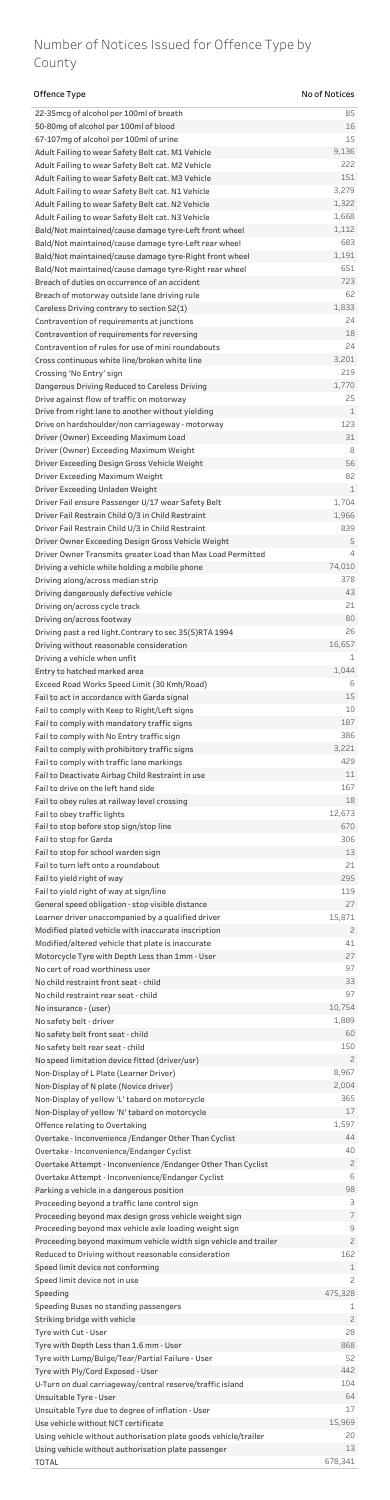# Number of Notices Issued for Offence Type by County

| Offence Type | No of Notices |
|---|---|
| 22-35mcg of alcohol per 100ml of breath | 85 |
| 50-80mg of alcohol per 100ml of blood | 16 |
| 67-107mg of alcohol per 100ml of urine | 15 |
| Adult Failing to wear Safety Belt cat. M1 Vehicle | 9,136 |
| Adult Failing to wear Safety Belt cat. M2 Vehicle | 222 |
| Adult Failing to wear Safety Belt cat. M3 Vehicle | 151 |
| Adult Failing to wear Safety Belt cat. N1 Vehicle | 3,279 |
| Adult Failing to wear Safety Belt cat. N2 Vehicle | 1,322 |
| Adult Failing to wear Safety Belt cat. N3 Vehicle | 1,668 |
| Bald/Not maintained/cause damage tyre-Left front wheel | 1,112 |
| Bald/Not maintained/cause damage tyre-Left rear wheel | 683 |
| Bald/Not maintained/cause damage tyre-Right front wheel | 1,191 |
| Bald/Not maintained/cause damage tyre-Right rear wheel | 651 |
| Breach of duties on occurrence of an accident | 723 |
| Breach of motorway outside lane driving rule | 62 |
| Careless Driving contrary to section 52(1) | 1,833 |
| Contravention of requirements at junctions | 24 |
| Contravention of requirements for reversing | 18 |
| Contravention of rules for use of mini roundabouts | 24 |
| Cross continuous white line/broken white line | 3,201 |
| Crossing 'No Entry' sign | 219 |
| Dangerous Driving Reduced to Careless Driving | 1,770 |
| Drive against flow of traffic on motorway | 25 |
| Drive from right lane to another without yielding | 1 |
| Drive on hardshoulder/non carriageway - motorway | 123 |
| Driver (Owner) Exceeding Maximum Load | 31 |
| Driver (Owner) Exceeding Maximum Weight | 8 |
| Driver Exceeding Design Gross Vehicle Weight | 56 |
| Driver Exceeding Maximum Weight | 82 |
| Driver Exceeding Unladen Weight | 1 |
| Driver Fail ensure Passenger U/17 wear Safety Belt | 1,704 |
| Driver Fail Restrain Child O/3 in Child Restraint | 1,966 |
| Driver Fail Restrain Child U/3 in Child Restraint | 839 |
| Driver Owner Exceeding Design Gross Vehicle Weight | 5 |
| Driver Owner Transmits greater Load than Max Load Permitted | 4 |
| Driving a vehicle while holding a mobile phone | 74,010 |
| Driving along/across median strip | 378 |
| Driving dangerously defective vehicle | 43 |
| Driving on/across cycle track | 21 |
| Driving on/across footway | 80 |
| Driving past a red light.Contrary to sec 35(5)RTA 1994 | 26 |
| Driving without reasonable consideration | 16,657 |
| Driving a vehicle when unfit | 1 |
| Entry to hatched marked area | 1,044 |
| Exceed Road Works Speed Limit (30 Kmh/Road) | 6 |
| Fail to act in accordance with Garda signal | 15 |
| Fail to comply with Keep to Right/Left signs | 10 |
| Fail to comply with mandatory traffic signs | 187 |
| Fail to comply with No Entry traffic sign | 386 |
| Fail to comply with prohibitory traffic signs | 3,221 |
| Fail to comply with traffic lane markings | 429 |
| Fail to Deactivate Airbag Child Restraint in use | 11 |
| Fail to drive on the left hand side | 167 |
| Fail to obey rules at railway level crossing | 18 |
| Fail to obey traffic lights | 12,673 |
| Fail to stop before stop sign/stop line | 670 |
| Fail to stop for Garda | 306 |
| Fail to stop for school warden sign | 13 |
| Fail to turn left onto a roundabout | 21 |
| Fail to yield right of way | 295 |
| Fail to yield right of way at sign/line | 119 |
| General speed obligation - stop visible distance | 27 |
| Learner driver unaccompanied by a qualified driver | 15,871 |
| Modified plated vehicle with inaccurate inscription | 2 |
| Modified/altered vehicle that plate is inaccurate | 41 |
| Motorcycle Tyre with Depth Less than 1mm - User | 27 |
| No cert of road worthiness user | 97 |
| No child restraint front seat - child | 33 |
| No child restraint rear seat - child | 97 |
| No insurance - (user) | 10,754 |
| No safety belt - driver | 1,889 |
| No safety belt front seat - child | 60 |
| No safety belt rear seat - child | 150 |
| No speed limitation device fitted (driver/usr) | 2 |
| Non-Display of L Plate (Learner Driver) | 8,967 |
| Non-Display of N plate (Novice driver) | 2,004 |
| Non-Display of yellow 'L' tabard on motorcycle | 365 |
| Non-Display of yellow 'N' tabard on motorcycle | 17 |
| Offence relating to Overtaking | 1,597 |
| Overtake - Inconvenience /Endanger Other Than Cyclist | 44 |
| Overtake - Inconvenience/Endanger Cyclist | 40 |
| Overtake Attempt - Inconvenience /Endanger Other Than Cyclist | 2 |
| Overtake Attempt - Inconvenience/Endanger Cyclist | 6 |
| Parking a vehicle in a dangerous position | 98 |
| Proceeding beyond a traffic lane control sign | 3 |
| Proceeding beyond max design gross vehicle weight sign | 7 |
| Proceeding beyond max vehicle axle loading weight sign | 9 |
| Proceeding beyond maximum vehicle width sign vehicle and trailer | 2 |
| Reduced to Driving without reasonable consideration | 162 |
| Speed limit device not conforming | 1 |
| Speed limit device not in use | 2 |
| Speeding | 475,328 |
| Speeding Buses no standing passengers | 1 |
| Striking bridge with vehicle | 2 |
| Tyre with Cut - User | 28 |
| Tyre with Depth Less than 1.6 mm - User | 868 |
| Tyre with Lump/Bulge/Tear/Partial Failure - User | 52 |
| Tyre with Ply/Cord Exposed - User | 442 |
| U-Turn on dual carriageway/central reserve/traffic island | 104 |
| Unsuitable Tyre - User | 64 |
| Unsuitable Tyre due to degree of inflation - User | 17 |
| Use vehicle without NCT certificate | 15,969 |
| Using vehicle without authorisation plate goods vehicle/trailer | 20 |
| Using vehicle without authorisation plate passenger | 13 |
| TOTAL | 678,341 |